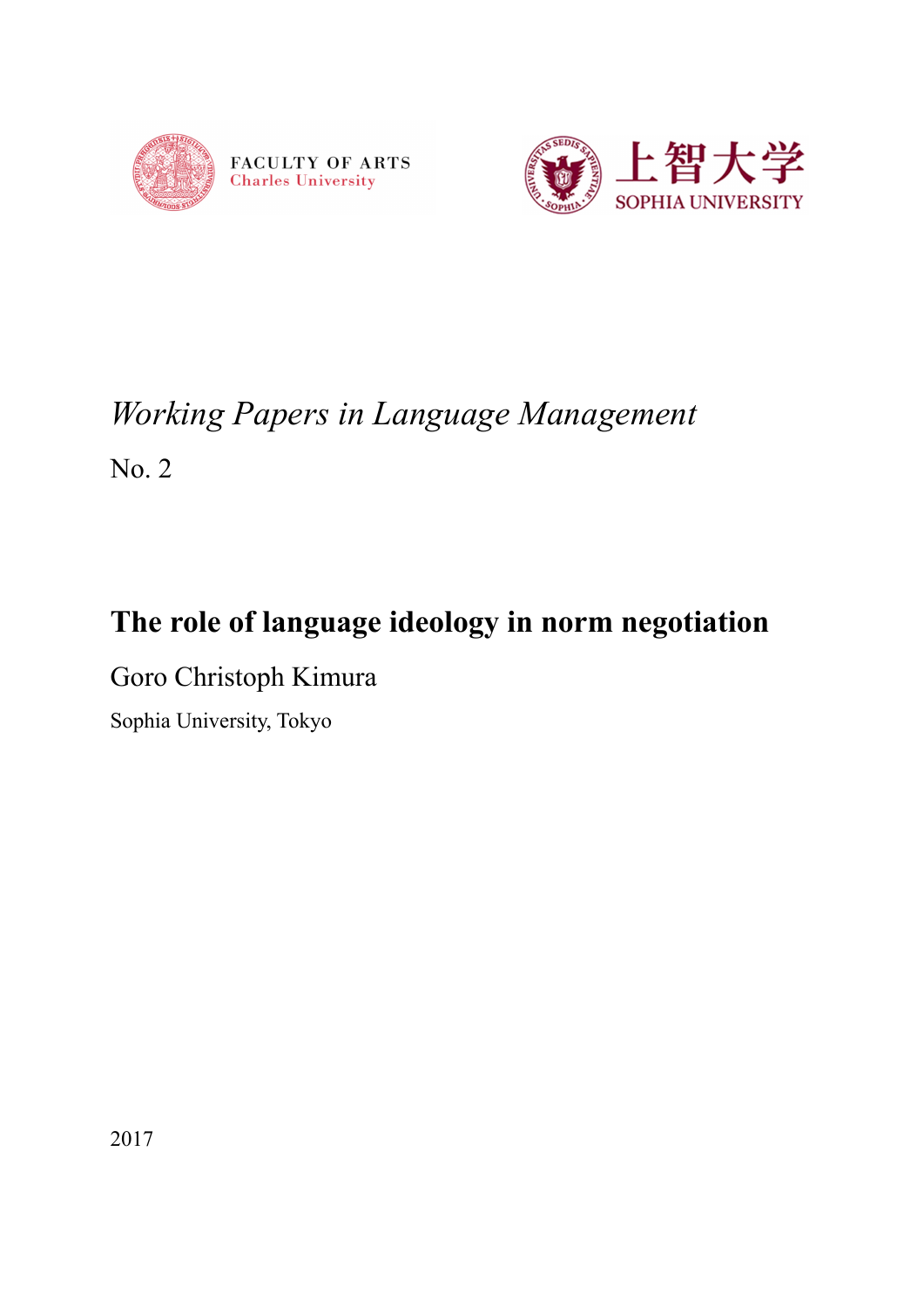FACULTY OF ARTS
Charles University

上智大学
SOPHIA UNIVERSITY

*Working Papers in Language Management*

No. 2

# The role of language ideology in norm negotiation

Goro Christoph Kimura

Sophia University, Tokyo

2017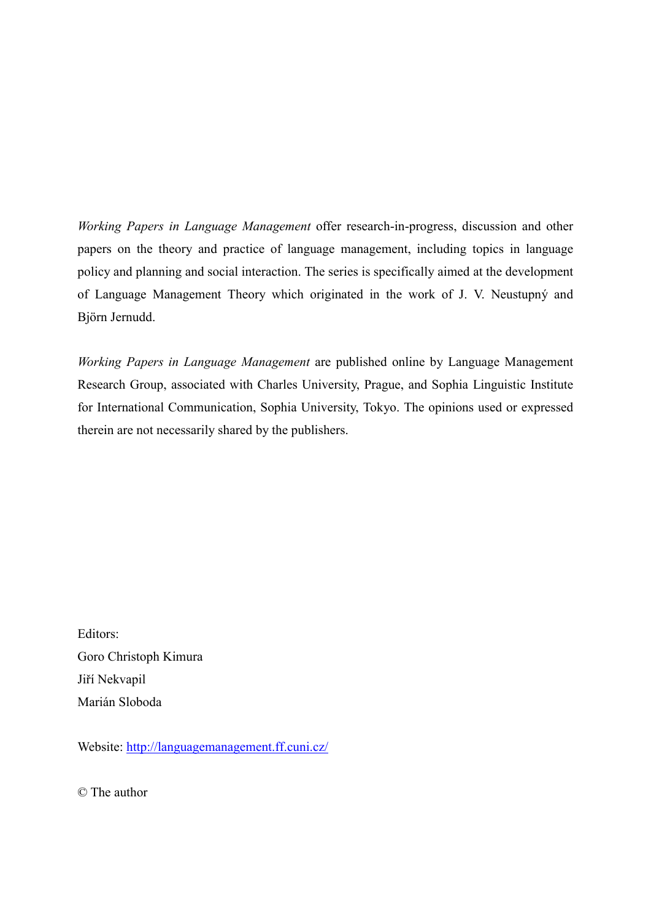*Working Papers in Language Management* offer research-in-progress, discussion and other papers on the theory and practice of language management, including topics in language policy and planning and social interaction. The series is specifically aimed at the development of Language Management Theory which originated in the work of J. V. Neustupný and Björn Jernudd.

*Working Papers in Language Management* are published online by Language Management Research Group, associated with Charles University, Prague, and Sophia Linguistic Institute for International Communication, Sophia University, Tokyo. The opinions used or expressed therein are not necessarily shared by the publishers.

Editors:
Goro Christoph Kimura
Jiří Nekvapil
Marián Sloboda

Website: [http://languagemanagement.ff.cuni.cz/](http://languagemanagement.ff.cuni.cz/)

© The author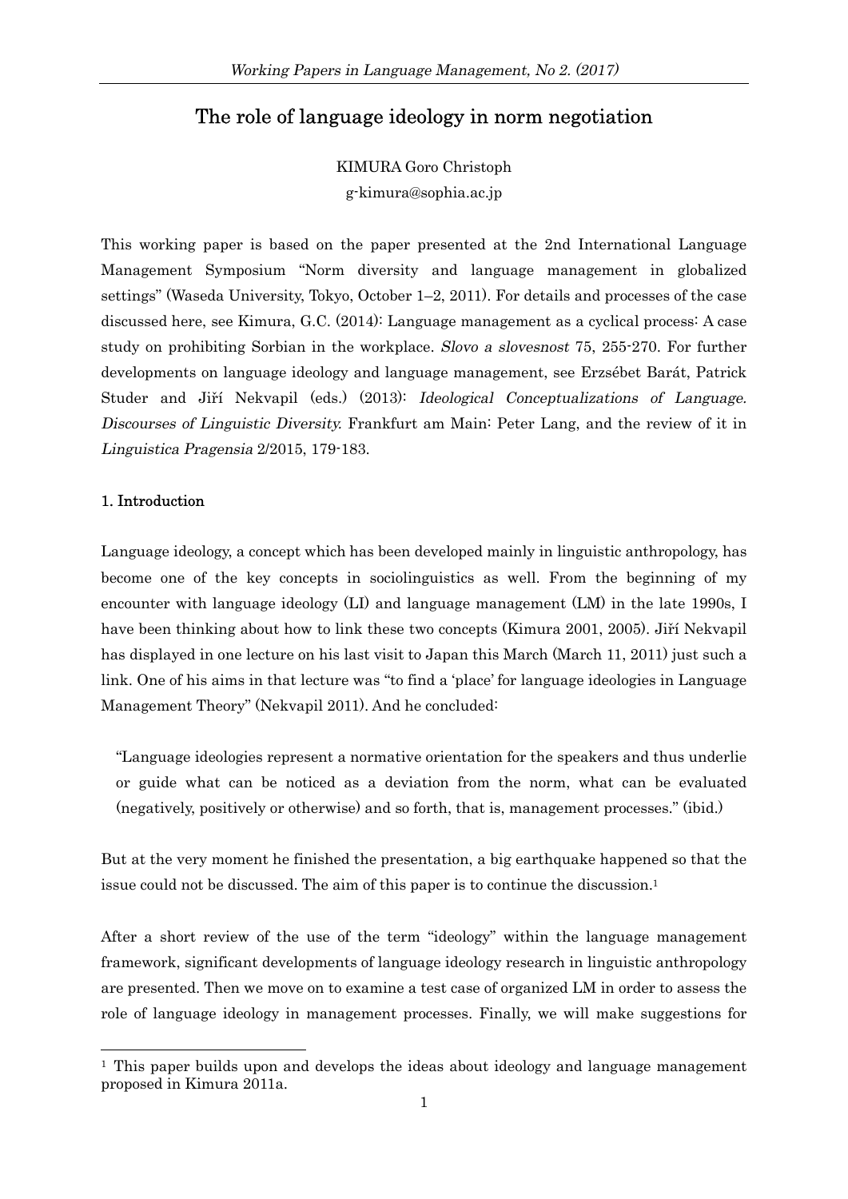# The role of language ideology in norm negotiation

KIMURA Goro Christoph
g-kimura@sophia.ac.jp

This working paper is based on the paper presented at the 2nd International Language Management Symposium "Norm diversity and language management in globalized settings" (Waseda University, Tokyo, October 1–2, 2011). For details and processes of the case discussed here, see Kimura, G.C. (2014): Language management as a cyclical process: A case study on prohibiting Sorbian in the workplace. *Slovo a slovesnost* 75, 255-270. For further developments on language ideology and language management, see Erzsébet Barát, Patrick Studer and Jiří Nekvapil (eds.) (2013): *Ideological Conceptualizations of Language. Discourses of Linguistic Diversity.* Frankfurt am Main: Peter Lang, and the review of it in *Linguistica Pragensia* 2/2015, 179-183.

## 1. Introduction

Language ideology, a concept which has been developed mainly in linguistic anthropology, has become one of the key concepts in sociolinguistics as well. From the beginning of my encounter with language ideology (LI) and language management (LM) in the late 1990s, I have been thinking about how to link these two concepts (Kimura 2001, 2005). Jiří Nekvapil has displayed in one lecture on his last visit to Japan this March (March 11, 2011) just such a link. One of his aims in that lecture was "to find a 'place' for language ideologies in Language Management Theory" (Nekvapil 2011). And he concluded:

> "Language ideologies represent a normative orientation for the speakers and thus underlie or guide what can be noticed as a deviation from the norm, what can be evaluated (negatively, positively or otherwise) and so forth, that is, management processes." (ibid.)

But at the very moment he finished the presentation, a big earthquake happened so that the issue could not be discussed. The aim of this paper is to continue the discussion.[1]

After a short review of the use of the term "ideology" within the language management framework, significant developments of language ideology research in linguistic anthropology are presented. Then we move on to examine a test case of organized LM in order to assess the role of language ideology in management processes. Finally, we will make suggestions for

[1] This paper builds upon and develops the ideas about ideology and language management proposed in Kimura 2011a.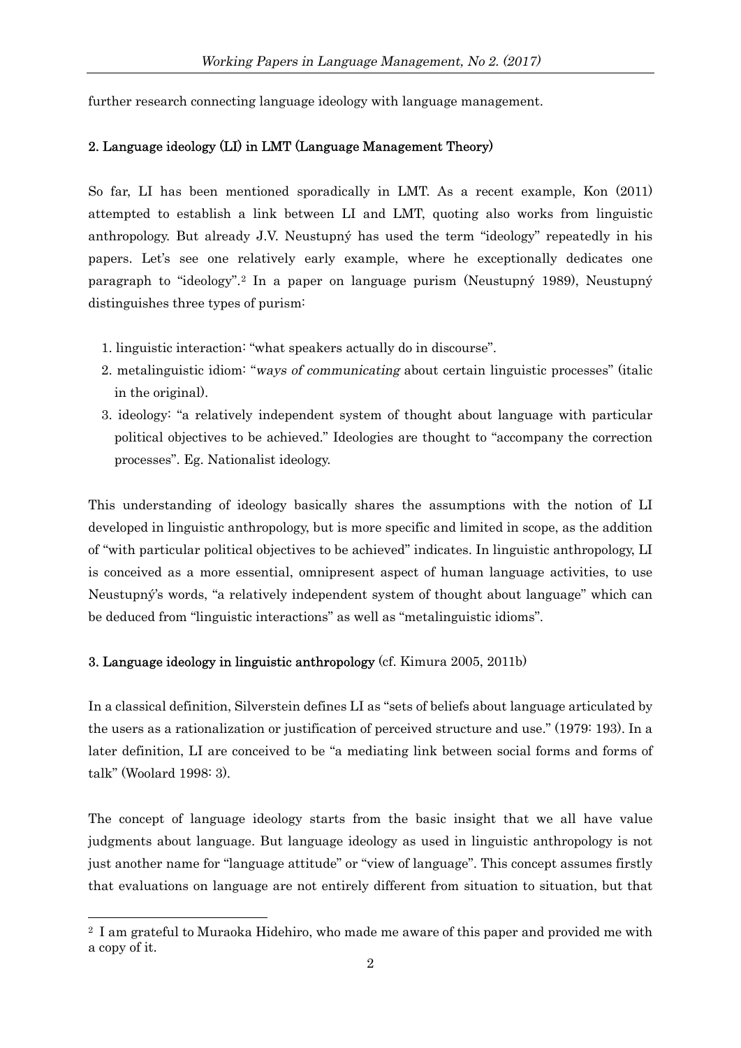further research connecting language ideology with language management.

## 2. Language ideology (LI) in LMT (Language Management Theory)

So far, LI has been mentioned sporadically in LMT. As a recent example, Kon (2011) attempted to establish a link between LI and LMT, quoting also works from linguistic anthropology. But already J.V. Neustupný has used the term "ideology" repeatedly in his papers. Let's see one relatively early example, where he exceptionally dedicates one paragraph to "ideology".[2] In a paper on language purism (Neustupný 1989), Neustupný distinguishes three types of purism:

1. linguistic interaction: "what speakers actually do in discourse".
2. metalinguistic idiom: "*ways of communicating* about certain linguistic processes" (italic in the original).
3. ideology: "a relatively independent system of thought about language with particular political objectives to be achieved." Ideologies are thought to "accompany the correction processes". Eg. Nationalist ideology.

This understanding of ideology basically shares the assumptions with the notion of LI developed in linguistic anthropology, but is more specific and limited in scope, as the addition of "with particular political objectives to be achieved" indicates. In linguistic anthropology, LI is conceived as a more essential, omnipresent aspect of human language activities, to use Neustupný's words, "a relatively independent system of thought about language" which can be deduced from "linguistic interactions" as well as "metalinguistic idioms".

## 3. Language ideology in linguistic anthropology (cf. Kimura 2005, 2011b)

In a classical definition, Silverstein defines LI as "sets of beliefs about language articulated by the users as a rationalization or justification of perceived structure and use." (1979: 193). In a later definition, LI are conceived to be "a mediating link between social forms and forms of talk" (Woolard 1998: 3).

The concept of language ideology starts from the basic insight that we all have value judgments about language. But language ideology as used in linguistic anthropology is not just another name for "language attitude" or "view of language". This concept assumes firstly that evaluations on language are not entirely different from situation to situation, but that

[2] I am grateful to Muraoka Hidehiro, who made me aware of this paper and provided me with a copy of it.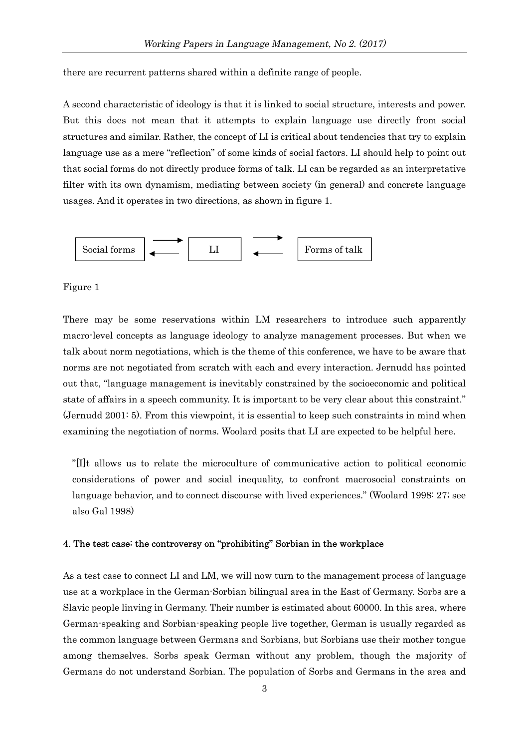there are recurrent patterns shared within a definite range of people.

A second characteristic of ideology is that it is linked to social structure, interests and power. But this does not mean that it attempts to explain language use directly from social structures and similar. Rather, the concept of LI is critical about tendencies that try to explain language use as a mere "reflection" of some kinds of social factors. LI should help to point out that social forms do not directly produce forms of talk. LI can be regarded as an interpretative filter with its own dynamism, mediating between society (in general) and concrete language usages. And it operates in two directions, as shown in figure 1.

Social forms ⇄ LI ⇄ Forms of talk

Figure 1

There may be some reservations within LM researchers to introduce such apparently macro-level concepts as language ideology to analyze management processes. But when we talk about norm negotiations, which is the theme of this conference, we have to be aware that norms are not negotiated from scratch with each and every interaction. Jernudd has pointed out that, "language management is inevitably constrained by the socioeconomic and political state of affairs in a speech community. It is important to be very clear about this constraint." (Jernudd 2001: 5). From this viewpoint, it is essential to keep such constraints in mind when examining the negotiation of norms. Woolard posits that LI are expected to be helpful here.

> "[I]t allows us to relate the microculture of communicative action to political economic considerations of power and social inequality, to confront macrosocial constraints on language behavior, and to connect discourse with lived experiences." (Woolard 1998: 27; see also Gal 1998)

#### 4. The test case: the controversy on "prohibiting" Sorbian in the workplace

As a test case to connect LI and LM, we will now turn to the management process of language use at a workplace in the German-Sorbian bilingual area in the East of Germany. Sorbs are a Slavic people linving in Germany. Their number is estimated about 60000. In this area, where German-speaking and Sorbian-speaking people live together, German is usually regarded as the common language between Germans and Sorbians, but Sorbians use their mother tongue among themselves. Sorbs speak German without any problem, though the majority of Germans do not understand Sorbian. The population of Sorbs and Germans in the area and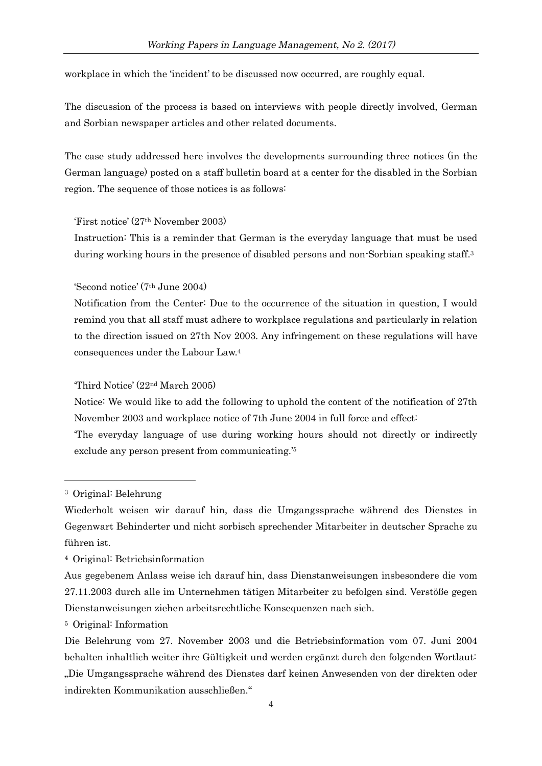workplace in which the 'incident' to be discussed now occurred, are roughly equal.

The discussion of the process is based on interviews with people directly involved, German and Sorbian newspaper articles and other related documents.

The case study addressed here involves the developments surrounding three notices (in the German language) posted on a staff bulletin board at a center for the disabled in the Sorbian region. The sequence of those notices is as follows:

> 'First notice' (27th November 2003)
>
> Instruction: This is a reminder that German is the everyday language that must be used during working hours in the presence of disabled persons and non-Sorbian speaking staff.[3]
>
> 'Second notice' (7th June 2004)
>
> Notification from the Center: Due to the occurrence of the situation in question, I would remind you that all staff must adhere to workplace regulations and particularly in relation to the direction issued on 27th Nov 2003. Any infringement on these regulations will have consequences under the Labour Law.[4]
>
> 'Third Notice' (22nd March 2005)
>
> Notice: We would like to add the following to uphold the content of the notification of 27th November 2003 and workplace notice of 7th June 2004 in full force and effect:
>
> 'The everyday language of use during working hours should not directly or indirectly exclude any person present from communicating.'[5]

---

[3] Original: Belehrung

Wiederholt weisen wir darauf hin, dass die Umgangssprache während des Dienstes in Gegenwart Behinderter und nicht sorbisch sprechender Mitarbeiter in deutscher Sprache zu führen ist.

[4] Original: Betriebsinformation

Aus gegebenem Anlass weise ich darauf hin, dass Dienstanweisungen insbesondere die vom 27.11.2003 durch alle im Unternehmen tätigen Mitarbeiter zu befolgen sind. Verstöße gegen Dienstanweisungen ziehen arbeitsrechtliche Konsequenzen nach sich.

[5] Original: Information

Die Belehrung vom 27. November 2003 und die Betriebsinformation vom 07. Juni 2004 behalten inhaltlich weiter ihre Gültigkeit und werden ergänzt durch den folgenden Wortlaut: „Die Umgangssprache während des Dienstes darf keinen Anwesenden von der direkten oder indirekten Kommunikation ausschließen."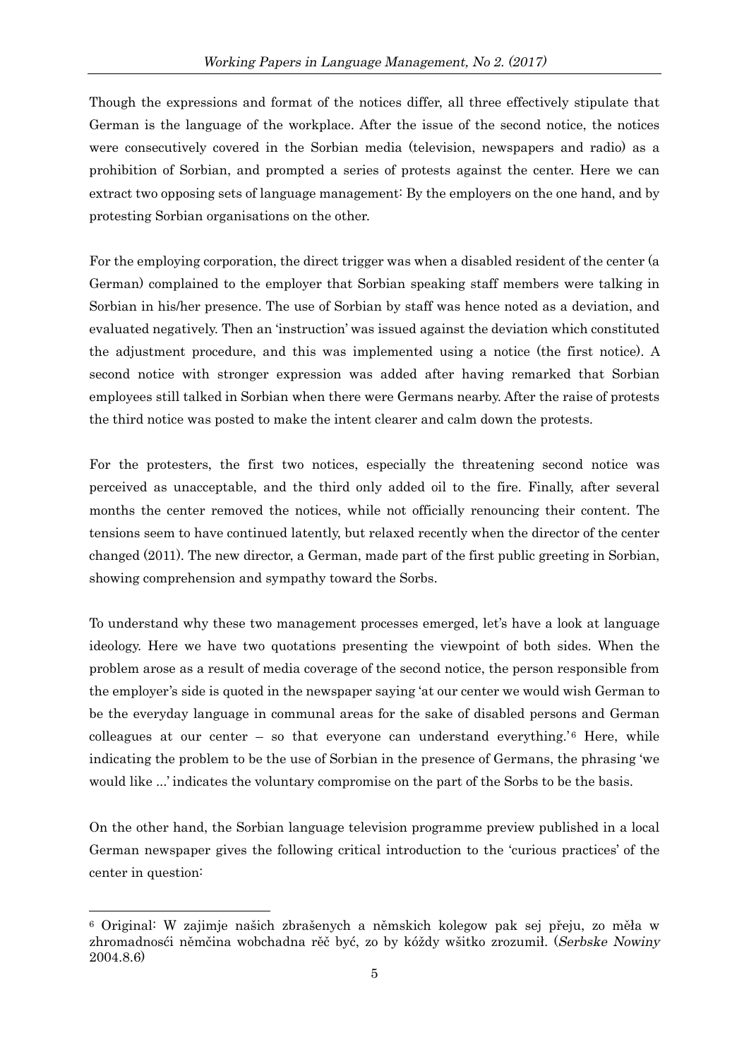Though the expressions and format of the notices differ, all three effectively stipulate that German is the language of the workplace. After the issue of the second notice, the notices were consecutively covered in the Sorbian media (television, newspapers and radio) as a prohibition of Sorbian, and prompted a series of protests against the center. Here we can extract two opposing sets of language management: By the employers on the one hand, and by protesting Sorbian organisations on the other.

For the employing corporation, the direct trigger was when a disabled resident of the center (a German) complained to the employer that Sorbian speaking staff members were talking in Sorbian in his/her presence. The use of Sorbian by staff was hence noted as a deviation, and evaluated negatively. Then an 'instruction' was issued against the deviation which constituted the adjustment procedure, and this was implemented using a notice (the first notice). A second notice with stronger expression was added after having remarked that Sorbian employees still talked in Sorbian when there were Germans nearby. After the raise of protests the third notice was posted to make the intent clearer and calm down the protests.

For the protesters, the first two notices, especially the threatening second notice was perceived as unacceptable, and the third only added oil to the fire. Finally, after several months the center removed the notices, while not officially renouncing their content. The tensions seem to have continued latently, but relaxed recently when the director of the center changed (2011). The new director, a German, made part of the first public greeting in Sorbian, showing comprehension and sympathy toward the Sorbs.

To understand why these two management processes emerged, let's have a look at language ideology. Here we have two quotations presenting the viewpoint of both sides. When the problem arose as a result of media coverage of the second notice, the person responsible from the employer's side is quoted in the newspaper saying 'at our center we would wish German to be the everyday language in communal areas for the sake of disabled persons and German colleagues at our center – so that everyone can understand everything.'[6] Here, while indicating the problem to be the use of Sorbian in the presence of Germans, the phrasing 'we would like ...' indicates the voluntary compromise on the part of the Sorbs to be the basis.

On the other hand, the Sorbian language television programme preview published in a local German newspaper gives the following critical introduction to the 'curious practices' of the center in question:

---

[6] Original: W zajimje našich zbrašenych a němskich kolegow pak sej přeju, zo měła w zhromadnosći němčina wobchadna rěč być, zo by kóždy wšitko zrozumił. (*Serbske Nowiny* 2004.8.6)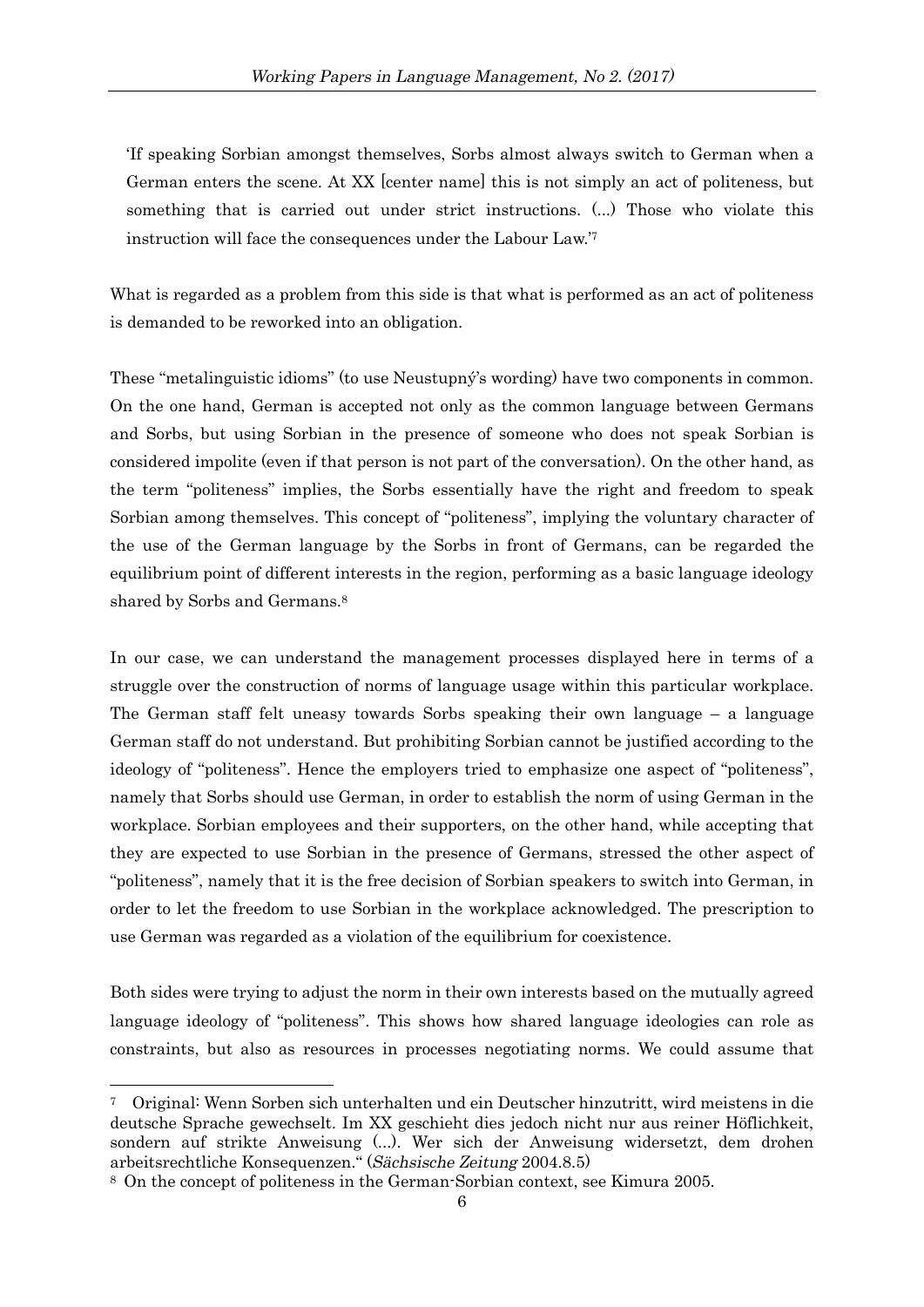> 'If speaking Sorbian amongst themselves, Sorbs almost always switch to German when a German enters the scene. At XX [center name] this is not simply an act of politeness, but something that is carried out under strict instructions. (...) Those who violate this instruction will face the consequences under the Labour Law.'[7]

What is regarded as a problem from this side is that what is performed as an act of politeness is demanded to be reworked into an obligation.

These "metalinguistic idioms" (to use Neustupný's wording) have two components in common. On the one hand, German is accepted not only as the common language between Germans and Sorbs, but using Sorbian in the presence of someone who does not speak Sorbian is considered impolite (even if that person is not part of the conversation). On the other hand, as the term "politeness" implies, the Sorbs essentially have the right and freedom to speak Sorbian among themselves. This concept of "politeness", implying the voluntary character of the use of the German language by the Sorbs in front of Germans, can be regarded the equilibrium point of different interests in the region, performing as a basic language ideology shared by Sorbs and Germans.[8]

In our case, we can understand the management processes displayed here in terms of a struggle over the construction of norms of language usage within this particular workplace. The German staff felt uneasy towards Sorbs speaking their own language – a language German staff do not understand. But prohibiting Sorbian cannot be justified according to the ideology of "politeness". Hence the employers tried to emphasize one aspect of "politeness", namely that Sorbs should use German, in order to establish the norm of using German in the workplace. Sorbian employees and their supporters, on the other hand, while accepting that they are expected to use Sorbian in the presence of Germans, stressed the other aspect of "politeness", namely that it is the free decision of Sorbian speakers to switch into German, in order to let the freedom to use Sorbian in the workplace acknowledged. The prescription to use German was regarded as a violation of the equilibrium for coexistence.

Both sides were trying to adjust the norm in their own interests based on the mutually agreed language ideology of "politeness". This shows how shared language ideologies can role as constraints, but also as resources in processes negotiating norms. We could assume that

---

[7] Original: Wenn Sorben sich unterhalten und ein Deutscher hinzutritt, wird meistens in die deutsche Sprache gewechselt. Im XX geschieht dies jedoch nicht nur aus reiner Höflichkeit, sondern auf strikte Anweisung (...). Wer sich der Anweisung widersetzt, dem drohen arbeitsrechtliche Konsequenzen." (*Sächsische Zeitung* 2004.8.5)

[8] On the concept of politeness in the German-Sorbian context, see Kimura 2005.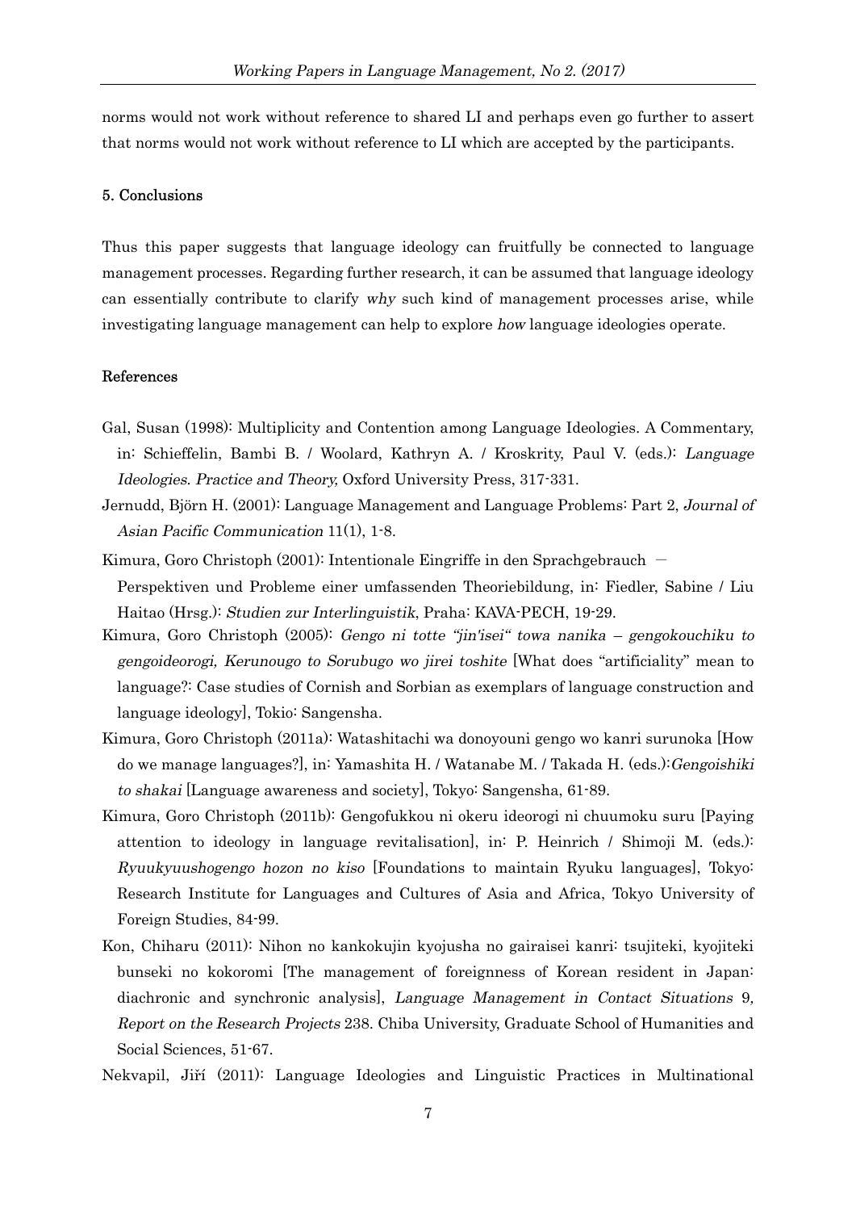norms would not work without reference to shared LI and perhaps even go further to assert that norms would not work without reference to LI which are accepted by the participants.

## 5. Conclusions

Thus this paper suggests that language ideology can fruitfully be connected to language management processes. Regarding further research, it can be assumed that language ideology can essentially contribute to clarify *why* such kind of management processes arise, while investigating language management can help to explore *how* language ideologies operate.

## References

Gal, Susan (1998): Multiplicity and Contention among Language Ideologies. A Commentary, in: Schieffelin, Bambi B. / Woolard, Kathryn A. / Kroskrity, Paul V. (eds.): *Language Ideologies. Practice and Theory,* Oxford University Press, 317-331.

Jernudd, Björn H. (2001): Language Management and Language Problems: Part 2, *Journal of Asian Pacific Communication* 11(1), 1-8.

Kimura, Goro Christoph (2001): Intentionale Eingriffe in den Sprachgebrauch － Perspektiven und Probleme einer umfassenden Theoriebildung, in: Fiedler, Sabine / Liu Haitao (Hrsg.): *Studien zur Interlinguistik*, Praha: KAVA-PECH, 19-29.

Kimura, Goro Christoph (2005): *Gengo ni totte "jin'isei" towa nanika – gengokouchiku to gengoideorogi, Kerunougo to Sorubugo wo jirei toshite* [What does "artificiality" mean to language?: Case studies of Cornish and Sorbian as exemplars of language construction and language ideology], Tokio: Sangensha.

Kimura, Goro Christoph (2011a): Watashitachi wa donoyouni gengo wo kanri surunoka [How do we manage languages?], in: Yamashita H. / Watanabe M. / Takada H. (eds.):*Gengoishiki to shakai* [Language awareness and society], Tokyo: Sangensha, 61-89.

Kimura, Goro Christoph (2011b): Gengofukkou ni okeru ideorogi ni chuumoku suru [Paying attention to ideology in language revitalisation], in: P. Heinrich / Shimoji M. (eds.): *Ryuukyuushogengo hozon no kiso* [Foundations to maintain Ryuku languages], Tokyo: Research Institute for Languages and Cultures of Asia and Africa, Tokyo University of Foreign Studies, 84-99.

Kon, Chiharu (2011): Nihon no kankokujin kyojusha no gairaisei kanri: tsujiteki, kyojiteki bunseki no kokoromi [The management of foreignness of Korean resident in Japan: diachronic and synchronic analysis], *Language Management in Contact Situations* 9*, Report on the Research Projects* 238. Chiba University, Graduate School of Humanities and Social Sciences, 51-67.

Nekvapil, Jiří (2011): Language Ideologies and Linguistic Practices in Multinational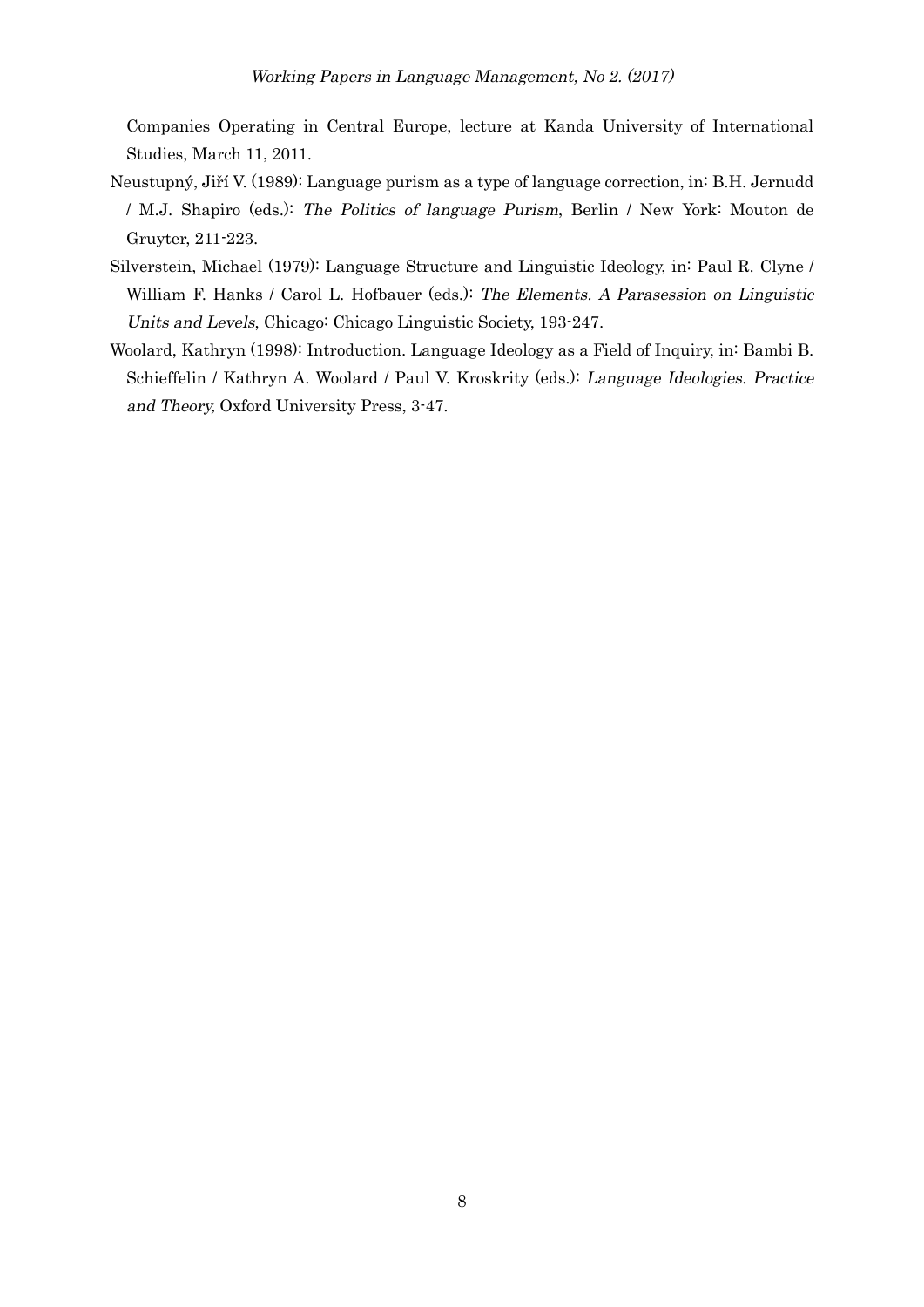Companies Operating in Central Europe, lecture at Kanda University of International Studies, March 11, 2011.

Neustupný, Jiří V. (1989): Language purism as a type of language correction, in: B.H. Jernudd / M.J. Shapiro (eds.): *The Politics of language Purism*, Berlin / New York: Mouton de Gruyter, 211-223.

Silverstein, Michael (1979): Language Structure and Linguistic Ideology, in: Paul R. Clyne / William F. Hanks / Carol L. Hofbauer (eds.): *The Elements. A Parasession on Linguistic Units and Levels*, Chicago: Chicago Linguistic Society, 193-247.

Woolard, Kathryn (1998): Introduction. Language Ideology as a Field of Inquiry, in: Bambi B. Schieffelin / Kathryn A. Woolard / Paul V. Kroskrity (eds.): *Language Ideologies. Practice and Theory,* Oxford University Press, 3-47.